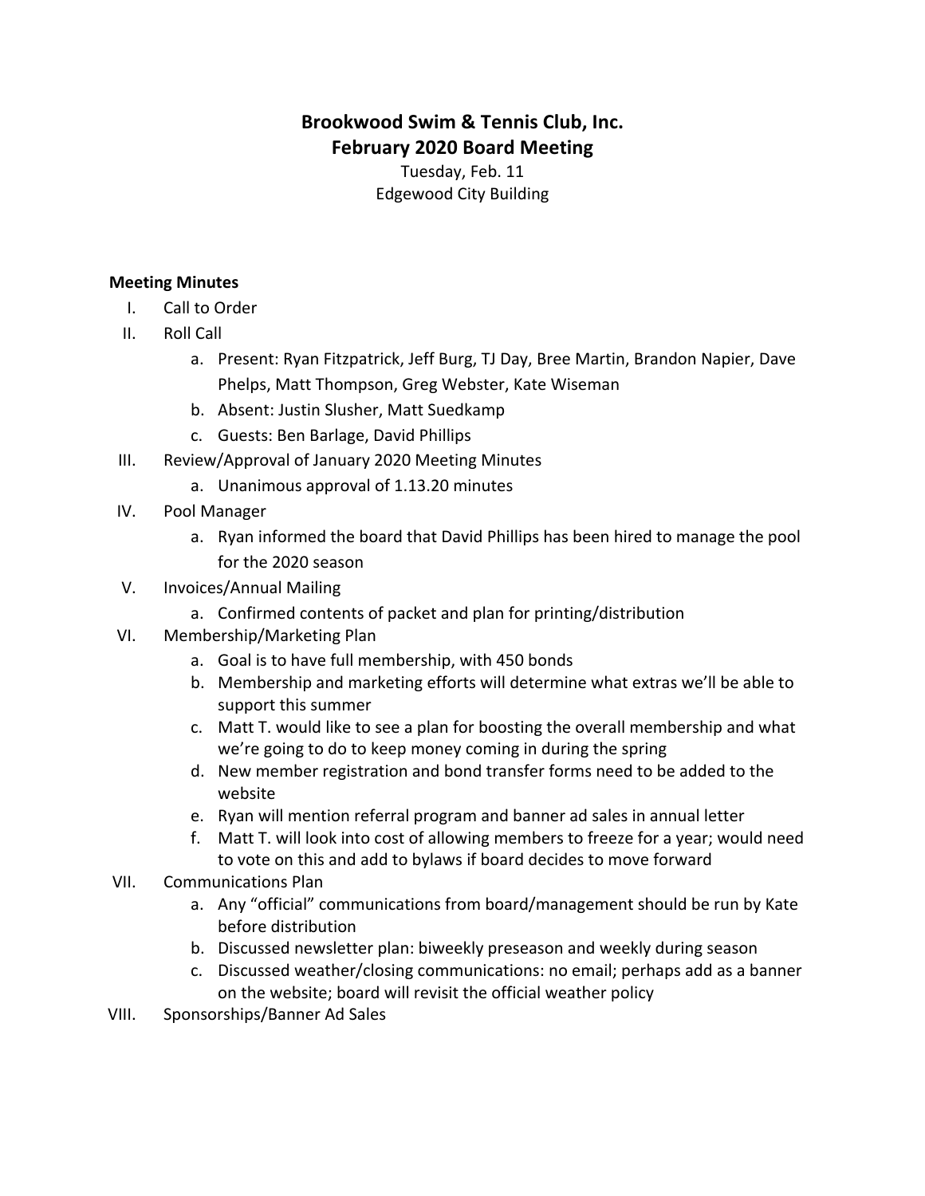# Brookwood Swim & Tennis Club, Inc.
## February 2020 Board Meeting

Tuesday, Feb. 11
Edgewood City Building

**Meeting Minutes**

I. Call to Order
II. Roll Call
   a. Present: Ryan Fitzpatrick, Jeff Burg, TJ Day, Bree Martin, Brandon Napier, Dave Phelps, Matt Thompson, Greg Webster, Kate Wiseman
   b. Absent: Justin Slusher, Matt Suedkamp
   c. Guests: Ben Barlage, David Phillips
III. Review/Approval of January 2020 Meeting Minutes
   a. Unanimous approval of 1.13.20 minutes
IV. Pool Manager
   a. Ryan informed the board that David Phillips has been hired to manage the pool for the 2020 season
V. Invoices/Annual Mailing
   a. Confirmed contents of packet and plan for printing/distribution
VI. Membership/Marketing Plan
   a. Goal is to have full membership, with 450 bonds
   b. Membership and marketing efforts will determine what extras we'll be able to support this summer
   c. Matt T. would like to see a plan for boosting the overall membership and what we're going to do to keep money coming in during the spring
   d. New member registration and bond transfer forms need to be added to the website
   e. Ryan will mention referral program and banner ad sales in annual letter
   f. Matt T. will look into cost of allowing members to freeze for a year; would need to vote on this and add to bylaws if board decides to move forward
VII. Communications Plan
   a. Any "official" communications from board/management should be run by Kate before distribution
   b. Discussed newsletter plan: biweekly preseason and weekly during season
   c. Discussed weather/closing communications: no email; perhaps add as a banner on the website; board will revisit the official weather policy
VIII. Sponsorships/Banner Ad Sales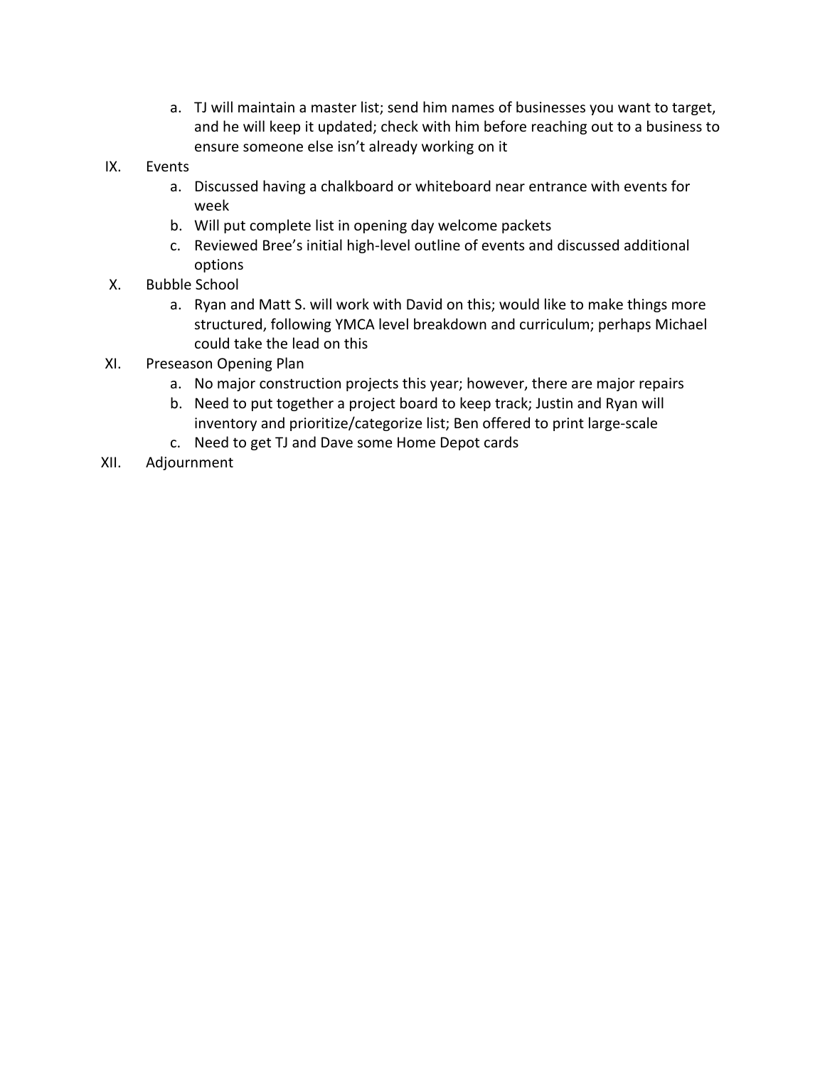a. TJ will maintain a master list; send him names of businesses you want to target, and he will keep it updated; check with him before reaching out to a business to ensure someone else isn't already working on it

IX. Events
   a. Discussed having a chalkboard or whiteboard near entrance with events for week
   b. Will put complete list in opening day welcome packets
   c. Reviewed Bree's initial high-level outline of events and discussed additional options

X. Bubble School
   a. Ryan and Matt S. will work with David on this; would like to make things more structured, following YMCA level breakdown and curriculum; perhaps Michael could take the lead on this

XI. Preseason Opening Plan
   a. No major construction projects this year; however, there are major repairs
   b. Need to put together a project board to keep track; Justin and Ryan will inventory and prioritize/categorize list; Ben offered to print large-scale
   c. Need to get TJ and Dave some Home Depot cards

XII. Adjournment